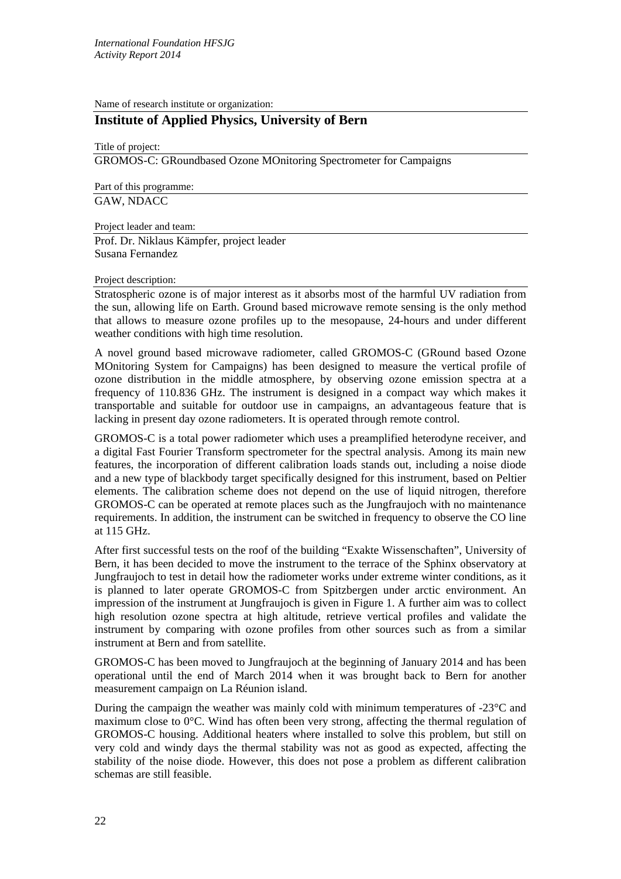Name of research institute or organization:

## Institute of Applied Physics, University of Bern

Title of project:

GROMOS-C: GRoundbased Ozone MOnitoring Spectrometer for Campaigns

Part of this programme:

GAW, NDACC

Project leader and team:

Prof. Dr. Niklaus Kämpfer, project leader
Susana Fernandez

Project description:

Stratospheric ozone is of major interest as it absorbs most of the harmful UV radiation from the sun, allowing life on Earth. Ground based microwave remote sensing is the only method that allows to measure ozone profiles up to the mesopause, 24-hours and under different weather conditions with high time resolution.

A novel ground based microwave radiometer, called GROMOS-C (GRound based Ozone MOnitoring System for Campaigns) has been designed to measure the vertical profile of ozone distribution in the middle atmosphere, by observing ozone emission spectra at a frequency of 110.836 GHz. The instrument is designed in a compact way which makes it transportable and suitable for outdoor use in campaigns, an advantageous feature that is lacking in present day ozone radiometers. It is operated through remote control.

GROMOS-C is a total power radiometer which uses a preamplified heterodyne receiver, and a digital Fast Fourier Transform spectrometer for the spectral analysis. Among its main new features, the incorporation of different calibration loads stands out, including a noise diode and a new type of blackbody target specifically designed for this instrument, based on Peltier elements. The calibration scheme does not depend on the use of liquid nitrogen, therefore GROMOS-C can be operated at remote places such as the Jungfraujoch with no maintenance requirements. In addition, the instrument can be switched in frequency to observe the CO line at 115 GHz.

After first successful tests on the roof of the building "Exakte Wissenschaften", University of Bern, it has been decided to move the instrument to the terrace of the Sphinx observatory at Jungfraujoch to test in detail how the radiometer works under extreme winter conditions, as it is planned to later operate GROMOS-C from Spitzbergen under arctic environment. An impression of the instrument at Jungfraujoch is given in Figure 1. A further aim was to collect high resolution ozone spectra at high altitude, retrieve vertical profiles and validate the instrument by comparing with ozone profiles from other sources such as from a similar instrument at Bern and from satellite.

GROMOS-C has been moved to Jungfraujoch at the beginning of January 2014 and has been operational until the end of March 2014 when it was brought back to Bern for another measurement campaign on La Réunion island.

During the campaign the weather was mainly cold with minimum temperatures of -23°C and maximum close to 0°C. Wind has often been very strong, affecting the thermal regulation of GROMOS-C housing. Additional heaters where installed to solve this problem, but still on very cold and windy days the thermal stability was not as good as expected, affecting the stability of the noise diode. However, this does not pose a problem as different calibration schemas are still feasible.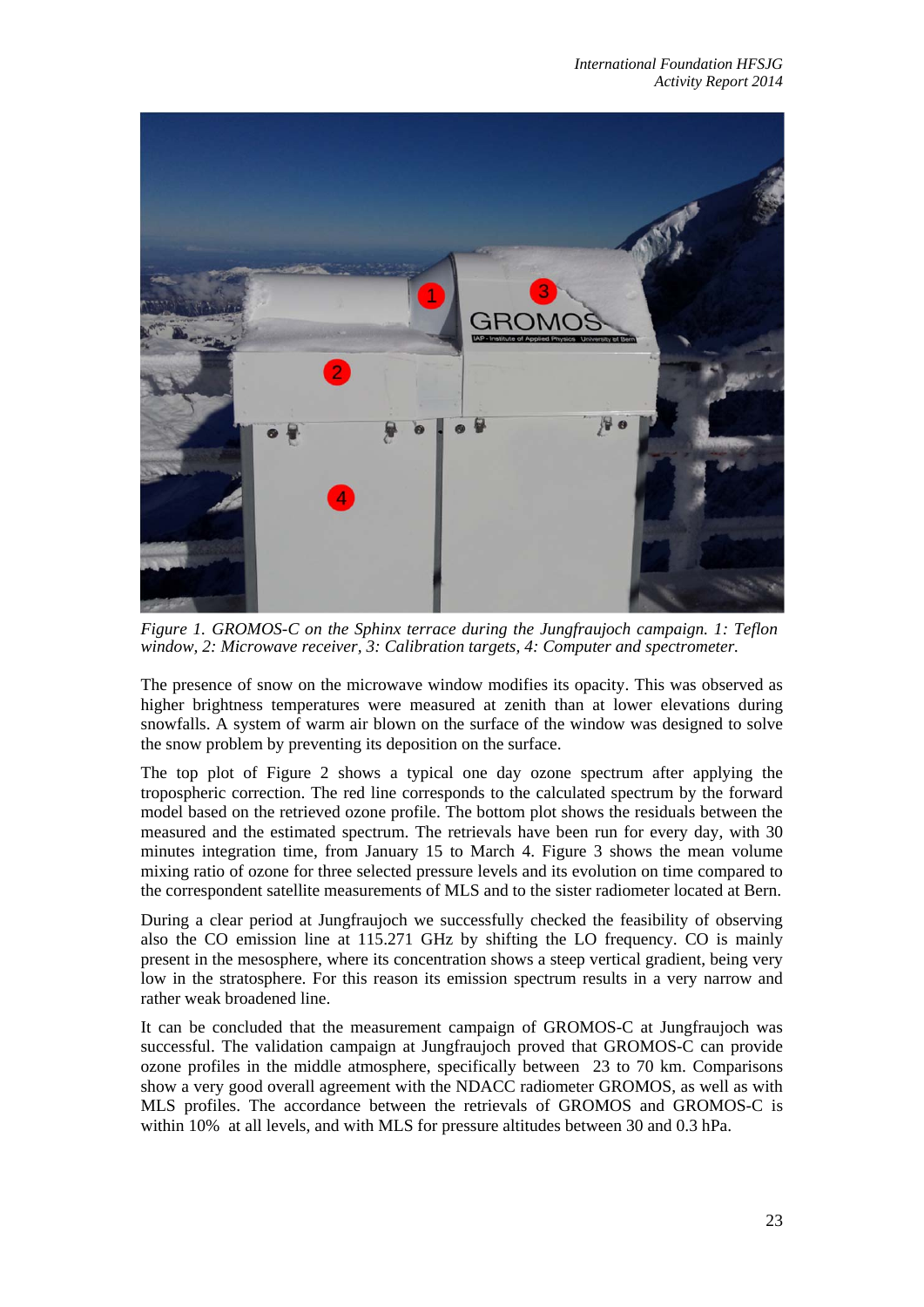*Figure 1. GROMOS-C on the Sphinx terrace during the Jungfraujoch campaign. 1: Teflon window, 2: Microwave receiver, 3: Calibration targets, 4: Computer and spectrometer.*

The presence of snow on the microwave window modifies its opacity. This was observed as higher brightness temperatures were measured at zenith than at lower elevations during snowfalls. A system of warm air blown on the surface of the window was designed to solve the snow problem by preventing its deposition on the surface.

The top plot of Figure 2 shows a typical one day ozone spectrum after applying the tropospheric correction. The red line corresponds to the calculated spectrum by the forward model based on the retrieved ozone profile. The bottom plot shows the residuals between the measured and the estimated spectrum. The retrievals have been run for every day, with 30 minutes integration time, from January 15 to March 4. Figure 3 shows the mean volume mixing ratio of ozone for three selected pressure levels and its evolution on time compared to the correspondent satellite measurements of MLS and to the sister radiometer located at Bern.

During a clear period at Jungfraujoch we successfully checked the feasibility of observing also the CO emission line at 115.271 GHz by shifting the LO frequency. CO is mainly present in the mesosphere, where its concentration shows a steep vertical gradient, being very low in the stratosphere. For this reason its emission spectrum results in a very narrow and rather weak broadened line.

It can be concluded that the measurement campaign of GROMOS-C at Jungfraujoch was successful. The validation campaign at Jungfraujoch proved that GROMOS-C can provide ozone profiles in the middle atmosphere, specifically between 23 to 70 km. Comparisons show a very good overall agreement with the NDACC radiometer GROMOS, as well as with MLS profiles. The accordance between the retrievals of GROMOS and GROMOS-C is within 10% at all levels, and with MLS for pressure altitudes between 30 and 0.3 hPa.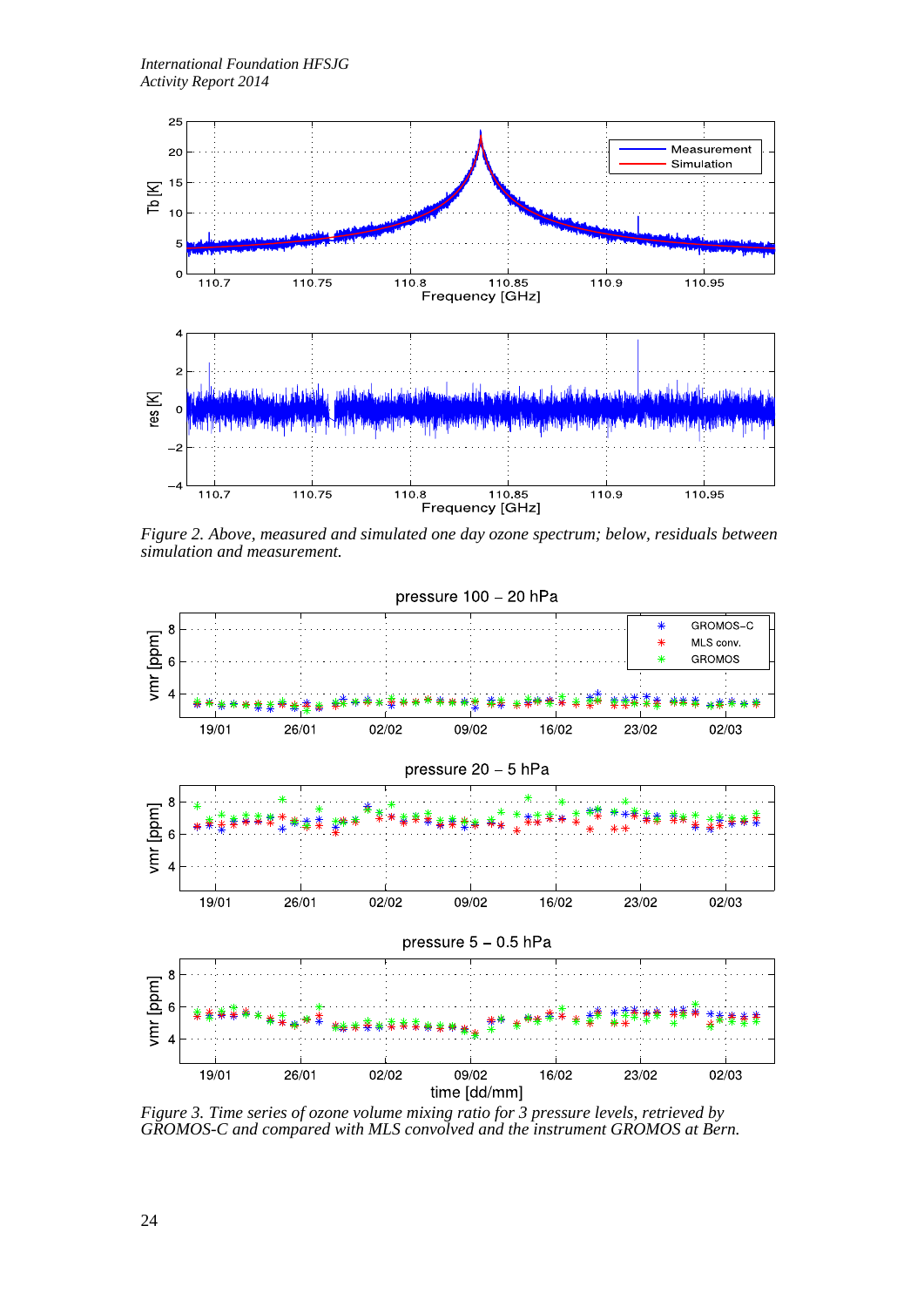*Figure 2. Above, measured and simulated one day ozone spectrum; below, residuals between simulation and measurement.*

*Figure 3. Time series of ozone volume mixing ratio for 3 pressure levels, retrieved by GROMOS-C and compared with MLS convolved and the instrument GROMOS at Bern.*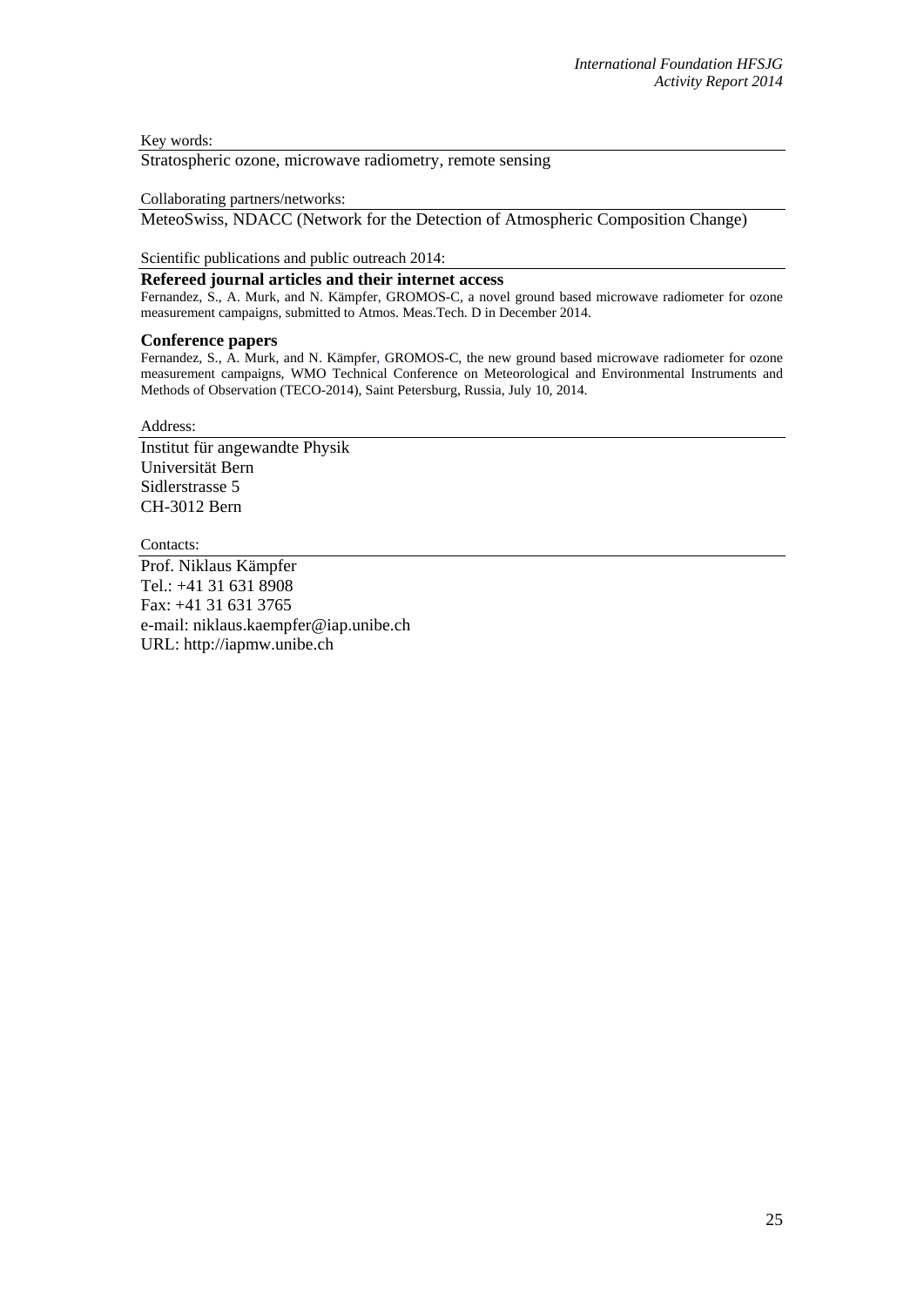Key words:

Stratospheric ozone, microwave radiometry, remote sensing

Collaborating partners/networks:

MeteoSwiss, NDACC (Network for the Detection of Atmospheric Composition Change)

Scientific publications and public outreach 2014:

**Refereed journal articles and their internet access**

Fernandez, S., A. Murk, and N. Kämpfer, GROMOS-C, a novel ground based microwave radiometer for ozone measurement campaigns, submitted to Atmos. Meas.Tech. D in December 2014.

**Conference papers**

Fernandez, S., A. Murk, and N. Kämpfer, GROMOS-C, the new ground based microwave radiometer for ozone measurement campaigns, WMO Technical Conference on Meteorological and Environmental Instruments and Methods of Observation (TECO-2014), Saint Petersburg, Russia, July 10, 2014.

Address:

Institut für angewandte Physik
Universität Bern
Sidlerstrasse 5
CH-3012 Bern

Contacts:

Prof. Niklaus Kämpfer
Tel.: +41 31 631 8908
Fax: +41 31 631 3765
e-mail: niklaus.kaempfer@iap.unibe.ch
URL: http://iapmw.unibe.ch